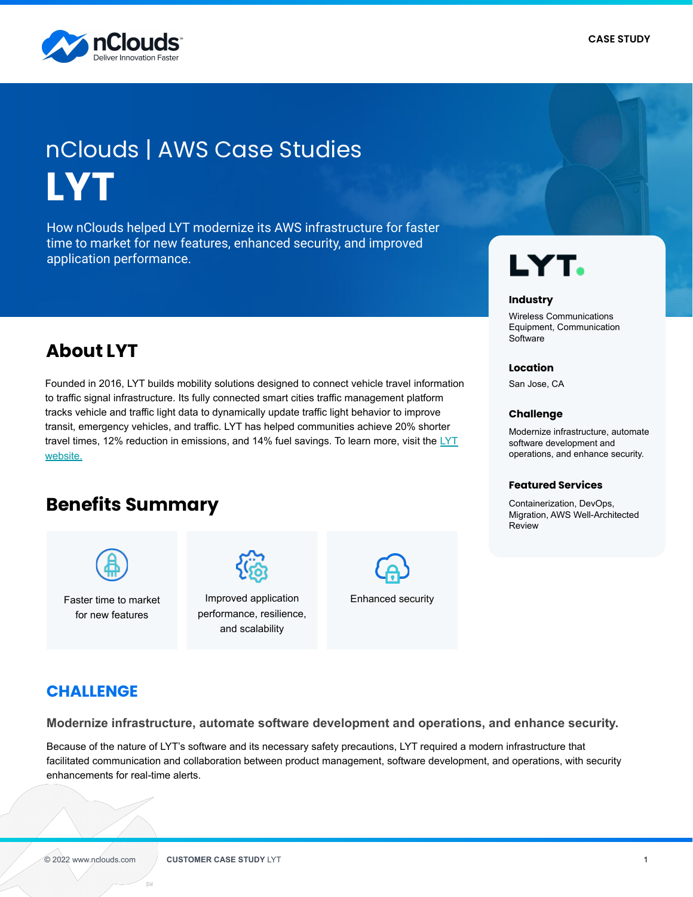nClouds | AWS Case Studies

# LYT

How nClouds helped LYT modernize its AWS infrastructure for faster time to market for new features, enhanced security, and improved application performance.

## About LYT

Founded in 2016, LYT builds mobility solutions designed to connect vehicle travel information to traffic signal infrastructure. Its fully connected smart cities traffic management platform tracks vehicle and traffic light data to dynamically update traffic light behavior to improve transit, emergency vehicles, and traffic. LYT has helped communities achieve 20% shorter travel times, 12% reduction in emissions, and 14% fuel savings. To learn more, visit the [LYT website.]

**Industry**

Wireless Communications Equipment, Communication Software

**Location**

San Jose, CA

**Challenge**

Modernize infrastructure, automate software development and operations, and enhance security.

**Featured Services**

Containerization, DevOps, Migration, AWS Well-Architected Review

## Benefits Summary

- Faster time to market for new features
- Improved application performance, resilience, and scalability
- Enhanced security

## CHALLENGE

### Modernize infrastructure, automate software development and operations, and enhance security.

Because of the nature of LYT's software and its necessary safety precautions, LYT required a modern infrastructure that facilitated communication and collaboration between product management, software development, and operations, with security enhancements for real-time alerts.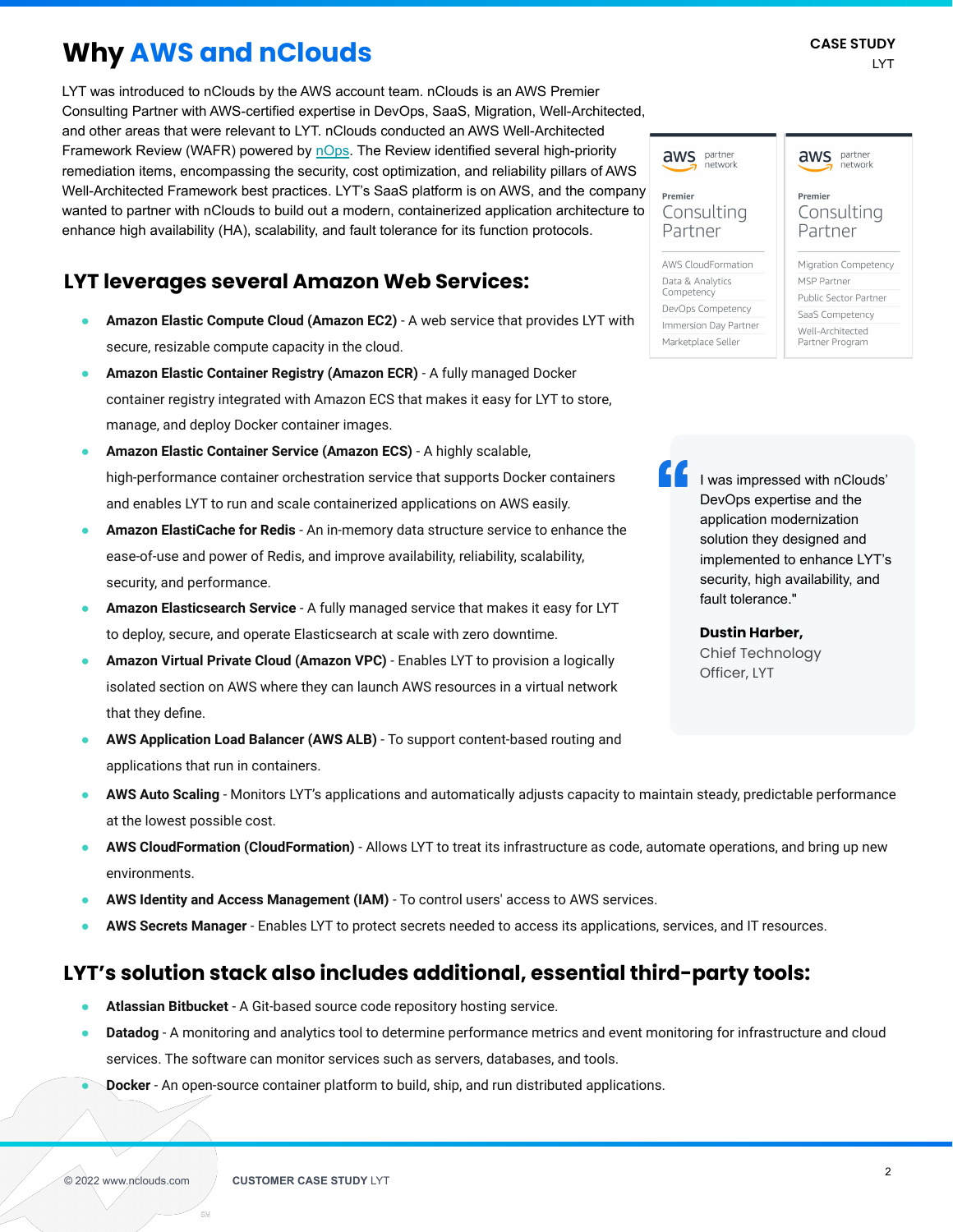# Why AWS and nClouds

LYT was introduced to nClouds by the AWS account team. nClouds is an AWS Premier Consulting Partner with AWS-certified expertise in DevOps, SaaS, Migration, Well-Architected, and other areas that were relevant to LYT. nClouds conducted an AWS Well-Architected Framework Review (WAFR) powered by nOps. The Review identified several high-priority remediation items, encompassing the security, cost optimization, and reliability pillars of AWS Well-Architected Framework best practices. LYT's SaaS platform is on AWS, and the company wanted to partner with nClouds to build out a modern, containerized application architecture to enhance high availability (HA), scalability, and fault tolerance for its function protocols.

aws partner network
Premier Consulting Partner
- AWS CloudFormation
- Data & Analytics Competency
- DevOps Competency
- Immersion Day Partner
- Marketplace Seller

aws partner network
Premier Consulting Partner
- Migration Competency
- MSP Partner
- Public Sector Partner
- SaaS Competency
- Well-Architected Partner Program

> I was impressed with nClouds' DevOps expertise and the application modernization solution they designed and implemented to enhance LYT's security, high availability, and fault tolerance."
>
> **Dustin Harber,**
> Chief Technology Officer, LYT

## LYT leverages several Amazon Web Services:

- **Amazon Elastic Compute Cloud (Amazon EC2)** - A web service that provides LYT with secure, resizable compute capacity in the cloud.
- **Amazon Elastic Container Registry (Amazon ECR)** - A fully managed Docker container registry integrated with Amazon ECS that makes it easy for LYT to store, manage, and deploy Docker container images.
- **Amazon Elastic Container Service (Amazon ECS)** - A highly scalable, high-performance container orchestration service that supports Docker containers and enables LYT to run and scale containerized applications on AWS easily.
- **Amazon ElastiCache for Redis** - An in-memory data structure service to enhance the ease-of-use and power of Redis, and improve availability, reliability, scalability, security, and performance.
- **Amazon Elasticsearch Service** - A fully managed service that makes it easy for LYT to deploy, secure, and operate Elasticsearch at scale with zero downtime.
- **Amazon Virtual Private Cloud (Amazon VPC)** - Enables LYT to provision a logically isolated section on AWS where they can launch AWS resources in a virtual network that they define.
- **AWS Application Load Balancer (AWS ALB)** - To support content-based routing and applications that run in containers.
- **AWS Auto Scaling** - Monitors LYT's applications and automatically adjusts capacity to maintain steady, predictable performance at the lowest possible cost.
- **AWS CloudFormation (CloudFormation)** - Allows LYT to treat its infrastructure as code, automate operations, and bring up new environments.
- **AWS Identity and Access Management (IAM)** - To control users' access to AWS services.
- **AWS Secrets Manager** - Enables LYT to protect secrets needed to access its applications, services, and IT resources.

## LYT's solution stack also includes additional, essential third-party tools:

- **Atlassian Bitbucket** - A Git-based source code repository hosting service.
- **Datadog** - A monitoring and analytics tool to determine performance metrics and event monitoring for infrastructure and cloud services. The software can monitor services such as servers, databases, and tools.
- **Docker** - An open-source container platform to build, ship, and run distributed applications.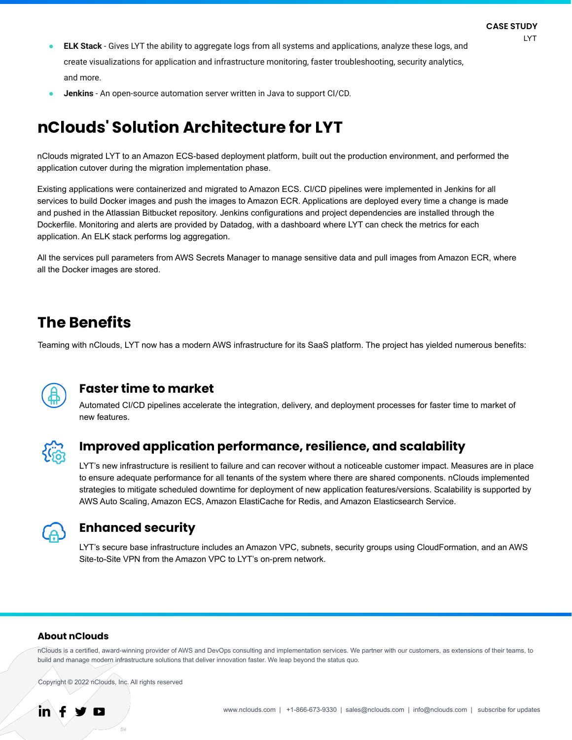- **ELK Stack** - Gives LYT the ability to aggregate logs from all systems and applications, analyze these logs, and create visualizations for application and infrastructure monitoring, faster troubleshooting, security analytics, and more.
- **Jenkins** - An open-source automation server written in Java to support CI/CD.

## nClouds' Solution Architecture for LYT

nClouds migrated LYT to an Amazon ECS-based deployment platform, built out the production environment, and performed the application cutover during the migration implementation phase.

Existing applications were containerized and migrated to Amazon ECS. CI/CD pipelines were implemented in Jenkins for all services to build Docker images and push the images to Amazon ECR. Applications are deployed every time a change is made and pushed in the Atlassian Bitbucket repository. Jenkins configurations and project dependencies are installed through the Dockerfile. Monitoring and alerts are provided by Datadog, with a dashboard where LYT can check the metrics for each application. An ELK stack performs log aggregation.

All the services pull parameters from AWS Secrets Manager to manage sensitive data and pull images from Amazon ECR, where all the Docker images are stored.

## The Benefits

Teaming with nClouds, LYT now has a modern AWS infrastructure for its SaaS platform. The project has yielded numerous benefits:

### Faster time to market

Automated CI/CD pipelines accelerate the integration, delivery, and deployment processes for faster time to market of new features.

### Improved application performance, resilience, and scalability

LYT's new infrastructure is resilient to failure and can recover without a noticeable customer impact. Measures are in place to ensure adequate performance for all tenants of the system where there are shared components. nClouds implemented strategies to mitigate scheduled downtime for deployment of new application features/versions. Scalability is supported by AWS Auto Scaling, Amazon ECS, Amazon ElastiCache for Redis, and Amazon Elasticsearch Service.

### Enhanced security

LYT's secure base infrastructure includes an Amazon VPC, subnets, security groups using CloudFormation, and an AWS Site-to-Site VPN from the Amazon VPC to LYT's on-prem network.

### About nClouds

nClouds is a certified, award-winning provider of AWS and DevOps consulting and implementation services. We partner with our customers, as extensions of their teams, to build and manage modern infrastructure solutions that deliver innovation faster. We leap beyond the status quo.

Copyright © 2022 nClouds, Inc. All rights reserved

www.nclouds.com | +1-866-673-9330 | sales@nclouds.com | info@nclouds.com | subscribe for updates